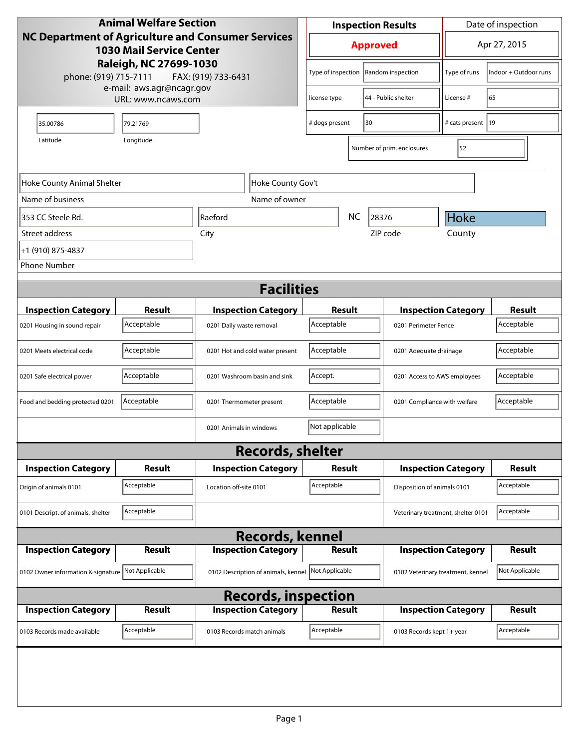**Animal Welfare Section**
**NC Department of Agriculture and Consumer Services**
**1030 Mail Service Center**
**Raleigh, NC 27699-1030**
phone: (919) 715-7111 FAX: (919) 733-6431
e-mail: aws.agr@ncagr.gov
URL: www.ncaws.com

| Inspection Results | Date of inspection |
|---|---|
| **Approved** | Apr 27, 2015 |

| | | | |
|---|---|---|---|
| Type of inspection | Random inspection | Type of runs | Indoor + Outdoor runs |
| license type | 44 - Public shelter | License # | 65 |
| # dogs present | 30 | # cats present | 19 |
| Number of prim. enclosures | 52 | | |

| Latitude | Longitude |
|---|---|
| 35.00786 | 79.21769 |

| Field | Value |
|---|---|
| Name of business | Hoke County Animal Shelter |
| Name of owner | Hoke County Gov't |
| Street address | 353 CC Steele Rd. |
| City | Raeford |
| State | NC |
| ZIP code | 28376 |
| County | Hoke |
| Phone Number | +1 (910) 875-4837 |

## Facilities

| Inspection Category | Result | Inspection Category | Result | Inspection Category | Result |
|---|---|---|---|---|---|
| 0201 Housing in sound repair | Acceptable | 0201 Daily waste removal | Acceptable | 0201 Perimeter Fence | Acceptable |
| 0201 Meets electrical code | Acceptable | 0201 Hot and cold water present | Acceptable | 0201 Adequate drainage | Acceptable |
| 0201 Safe electrical power | Acceptable | 0201 Washroom basin and sink | Accept. | 0201 Access to AWS employees | Acceptable |
| Food and bedding protected 0201 | Acceptable | 0201 Thermometer present | Acceptable | 0201 Compliance with welfare | Acceptable |
| | | 0201 Animals in windows | Not applicable | | |

## Records, shelter

| Inspection Category | Result | Inspection Category | Result | Inspection Category | Result |
|---|---|---|---|---|---|
| Origin of animals 0101 | Acceptable | Location off-site 0101 | Acceptable | Disposition of animals 0101 | Acceptable |
| 0101 Descript. of animals, shelter | Acceptable | | | Veterinary treatment, shelter 0101 | Acceptable |

## Records, kennel

| Inspection Category | Result | Inspection Category | Result | Inspection Category | Result |
|---|---|---|---|---|---|
| 0102 Owner information & signature | Not Applicable | 0102 Description of animals, kennel | Not Applicable | 0102 Veterinary treatment, kennel | Not Applicable |

## Records, inspection

| Inspection Category | Result | Inspection Category | Result | Inspection Category | Result |
|---|---|---|---|---|---|
| 0103 Records made available | Acceptable | 0103 Records match animals | Acceptable | 0103 Records kept 1+ year | Acceptable |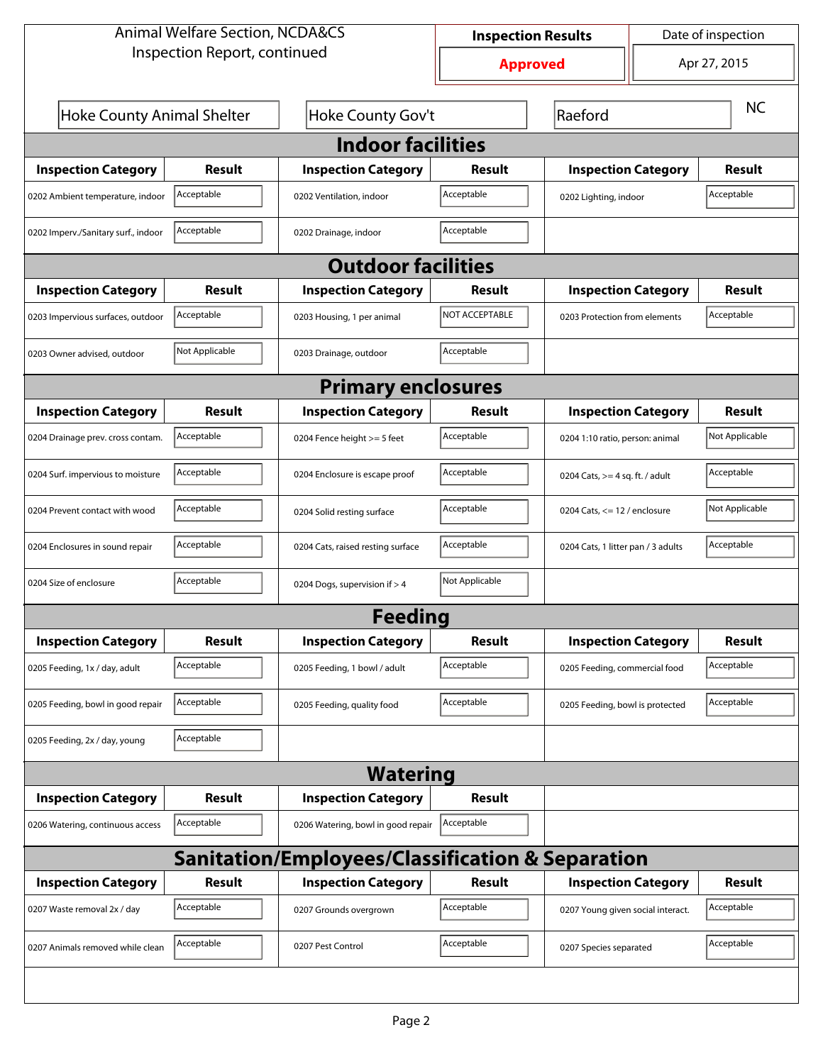Animal Welfare Section, NCDA&CS
Inspection Report, continued

| Inspection Results | Date of inspection |
| --- | --- |
| **Approved** | Apr 27, 2015 |

| Hoke County Animal Shelter | Hoke County Gov't | Raeford | NC |
| --- | --- | --- | --- |

## Indoor facilities

| Inspection Category | Result | Inspection Category | Result | Inspection Category | Result |
| --- | --- | --- | --- | --- | --- |
| 0202 Ambient temperature, indoor | Acceptable | 0202 Ventilation, indoor | Acceptable | 0202 Lighting, indoor | Acceptable |
| 0202 Imperv./Sanitary surf., indoor | Acceptable | 0202 Drainage, indoor | Acceptable | | |

## Outdoor facilities

| Inspection Category | Result | Inspection Category | Result | Inspection Category | Result |
| --- | --- | --- | --- | --- | --- |
| 0203 Impervious surfaces, outdoor | Acceptable | 0203 Housing, 1 per animal | NOT ACCEPTABLE | 0203 Protection from elements | Acceptable |
| 0203 Owner advised, outdoor | Not Applicable | 0203 Drainage, outdoor | Acceptable | | |

## Primary enclosures

| Inspection Category | Result | Inspection Category | Result | Inspection Category | Result |
| --- | --- | --- | --- | --- | --- |
| 0204 Drainage prev. cross contam. | Acceptable | 0204 Fence height >= 5 feet | Acceptable | 0204 1:10 ratio, person: animal | Not Applicable |
| 0204 Surf. impervious to moisture | Acceptable | 0204 Enclosure is escape proof | Acceptable | 0204 Cats, >= 4 sq. ft. / adult | Acceptable |
| 0204 Prevent contact with wood | Acceptable | 0204 Solid resting surface | Acceptable | 0204 Cats, <= 12 / enclosure | Not Applicable |
| 0204 Enclosures in sound repair | Acceptable | 0204 Cats, raised resting surface | Acceptable | 0204 Cats, 1 litter pan / 3 adults | Acceptable |
| 0204 Size of enclosure | Acceptable | 0204 Dogs, supervision if > 4 | Not Applicable | | |

## Feeding

| Inspection Category | Result | Inspection Category | Result | Inspection Category | Result |
| --- | --- | --- | --- | --- | --- |
| 0205 Feeding, 1x / day, adult | Acceptable | 0205 Feeding, 1 bowl / adult | Acceptable | 0205 Feeding, commercial food | Acceptable |
| 0205 Feeding, bowl in good repair | Acceptable | 0205 Feeding, quality food | Acceptable | 0205 Feeding, bowl is protected | Acceptable |
| 0205 Feeding, 2x / day, young | Acceptable | | | | |

## Watering

| Inspection Category | Result | Inspection Category | Result |
| --- | --- | --- | --- |
| 0206 Watering, continuous access | Acceptable | 0206 Watering, bowl in good repair | Acceptable |

## Sanitation/Employees/Classification & Separation

| Inspection Category | Result | Inspection Category | Result | Inspection Category | Result |
| --- | --- | --- | --- | --- | --- |
| 0207 Waste removal 2x / day | Acceptable | 0207 Grounds overgrown | Acceptable | 0207 Young given social interact. | Acceptable |
| 0207 Animals removed while clean | Acceptable | 0207 Pest Control | Acceptable | 0207 Species separated | Acceptable |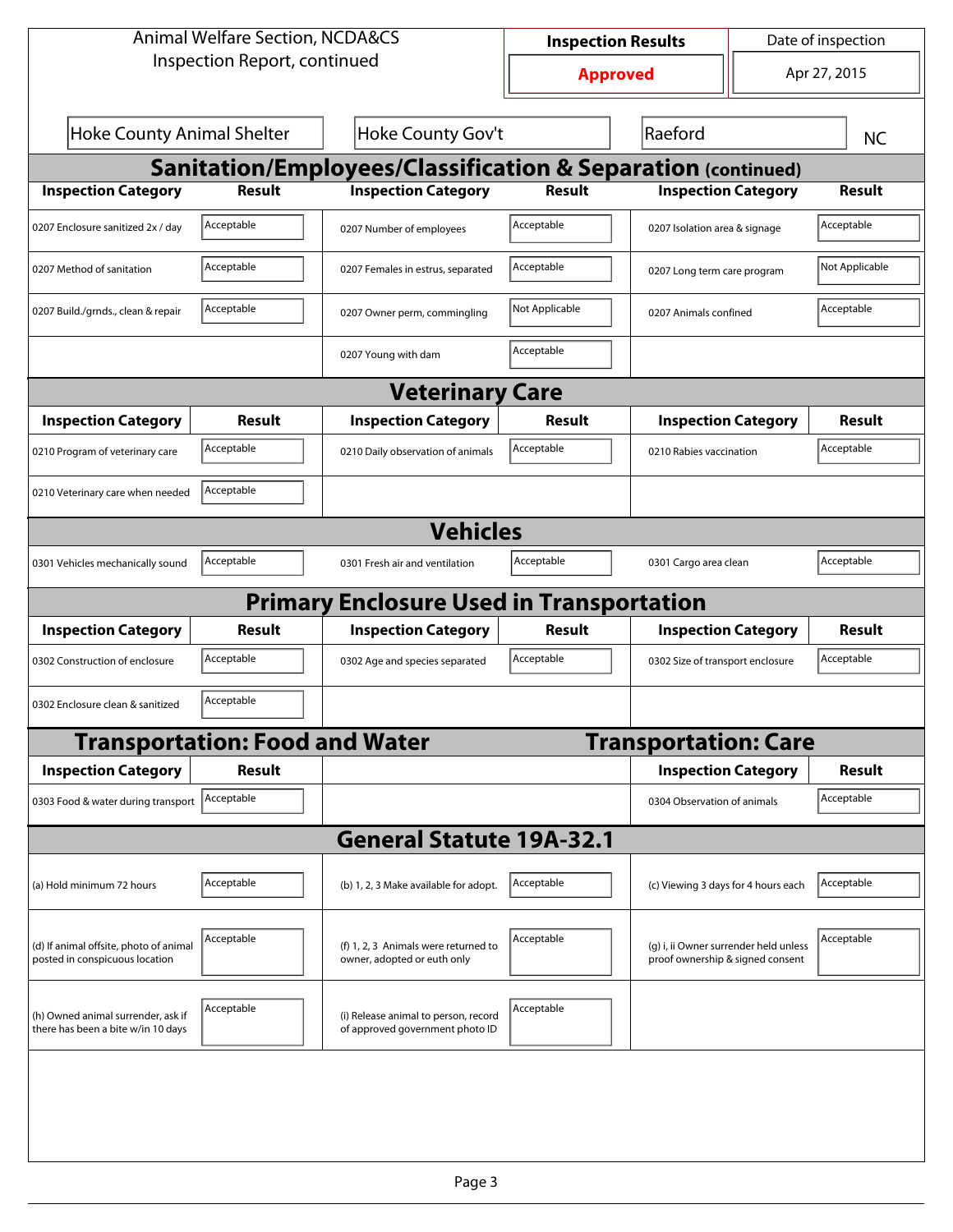Animal Welfare Section, NCDA&CS
Inspection Report, continued

| Inspection Results | Date of inspection |
|---|---|
| **Approved** | Apr 27, 2015 |

| | | | |
|---|---|---|---|
| Hoke County Animal Shelter | Hoke County Gov't | Raeford | NC |

## Sanitation/Employees/Classification & Separation (continued)

| Inspection Category | Result | Inspection Category | Result | Inspection Category | Result |
|---|---|---|---|---|---|
| 0207 Enclosure sanitized 2x / day | Acceptable | 0207 Number of employees | Acceptable | 0207 Isolation area & signage | Acceptable |
| 0207 Method of sanitation | Acceptable | 0207 Females in estrus, separated | Acceptable | 0207 Long term care program | Not Applicable |
| 0207 Build./grnds., clean & repair | Acceptable | 0207 Owner perm, commingling | Not Applicable | 0207 Animals confined | Acceptable |
| | | 0207 Young with dam | Acceptable | | |

## Veterinary Care

| Inspection Category | Result | Inspection Category | Result | Inspection Category | Result |
|---|---|---|---|---|---|
| 0210 Program of veterinary care | Acceptable | 0210 Daily observation of animals | Acceptable | 0210 Rabies vaccination | Acceptable |
| 0210 Veterinary care when needed | Acceptable | | | | |

## Vehicles

| Inspection Category | Result | Inspection Category | Result | Inspection Category | Result |
|---|---|---|---|---|---|
| 0301 Vehicles mechanically sound | Acceptable | 0301 Fresh air and ventilation | Acceptable | 0301 Cargo area clean | Acceptable |

## Primary Enclosure Used in Transportation

| Inspection Category | Result | Inspection Category | Result | Inspection Category | Result |
|---|---|---|---|---|---|
| 0302 Construction of enclosure | Acceptable | 0302 Age and species separated | Acceptable | 0302 Size of transport enclosure | Acceptable |
| 0302 Enclosure clean & sanitized | Acceptable | | | | |

## Transportation: Food and Water

| Inspection Category | Result |
|---|---|
| 0303 Food & water during transport | Acceptable |

## Transportation: Care

| Inspection Category | Result |
|---|---|
| 0304 Observation of animals | Acceptable |

## General Statute 19A-32.1

| Inspection Category | Result | Inspection Category | Result | Inspection Category | Result |
|---|---|---|---|---|---|
| (a) Hold minimum 72 hours | Acceptable | (b) 1, 2, 3 Make available for adopt. | Acceptable | (c) Viewing 3 days for 4 hours each | Acceptable |
| (d) If animal offsite, photo of animal posted in conspicuous location | Acceptable | (f) 1, 2, 3 Animals were returned to owner, adopted or euth only | Acceptable | (g) i, ii Owner surrender held unless proof ownership & signed consent | Acceptable |
| (h) Owned animal surrender, ask if there has been a bite w/in 10 days | Acceptable | (i) Release animal to person, record of approved government photo ID | Acceptable | | |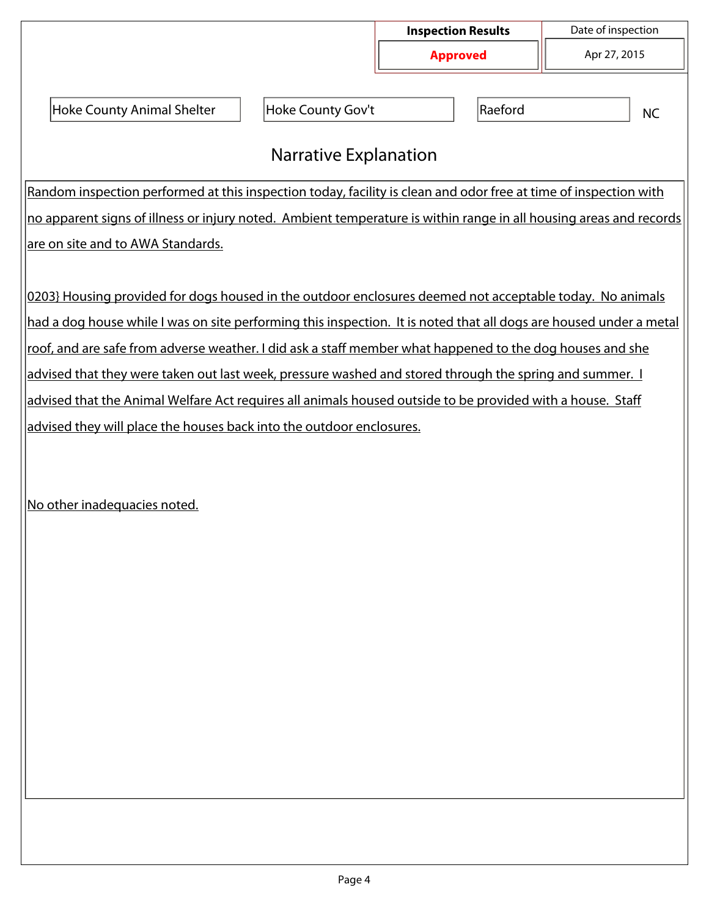| Inspection Results | Date of inspection |
| --- | --- |
| **Approved** | Apr 27, 2015 |

| Facility | Owner | City | State |
| --- | --- | --- | --- |
| Hoke County Animal Shelter | Hoke County Gov't | Raeford | NC |

## Narrative Explanation

Random inspection performed at this inspection today, facility is clean and odor free at time of inspection with no apparent signs of illness or injury noted. Ambient temperature is within range in all housing areas and records are on site and to AWA Standards.

0203} Housing provided for dogs housed in the outdoor enclosures deemed not acceptable today. No animals had a dog house while I was on site performing this inspection. It is noted that all dogs are housed under a metal roof, and are safe from adverse weather. I did ask a staff member what happened to the dog houses and she advised that they were taken out last week, pressure washed and stored through the spring and summer. I advised that the Animal Welfare Act requires all animals housed outside to be provided with a house. Staff advised they will place the houses back into the outdoor enclosures.

No other inadequacies noted.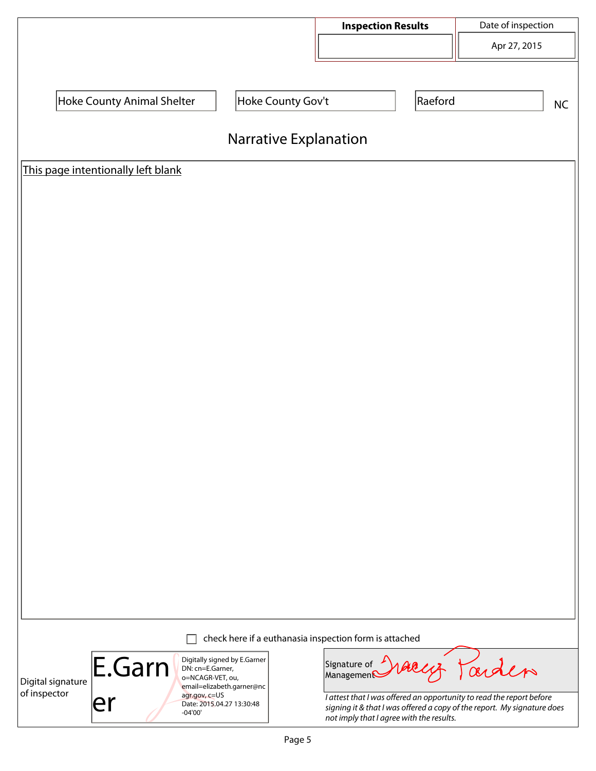| Inspection Results | Date of inspection |
|---|---|
| | Apr 27, 2015 |

| | | | |
|---|---|---|---|
| Hoke County Animal Shelter | Hoke County Gov't | Raeford | NC |

## Narrative Explanation

This page intentionally left blank

☐ check here if a euthanasia inspection form is attached

Digital signature of inspector: E.Garner

Digitally signed by E.Garner
DN: cn=E.Garner, o=NCAGR-VET, ou, email=elizabeth.garner@ncagr.gov, c=US
Date: 2015.04.27 13:30:48 -04'00'

Signature of Management: Tracey Parker

*I attest that I was offered an opportunity to read the report before signing it & that I was offered a copy of the report. My signature does not imply that I agree with the results.*